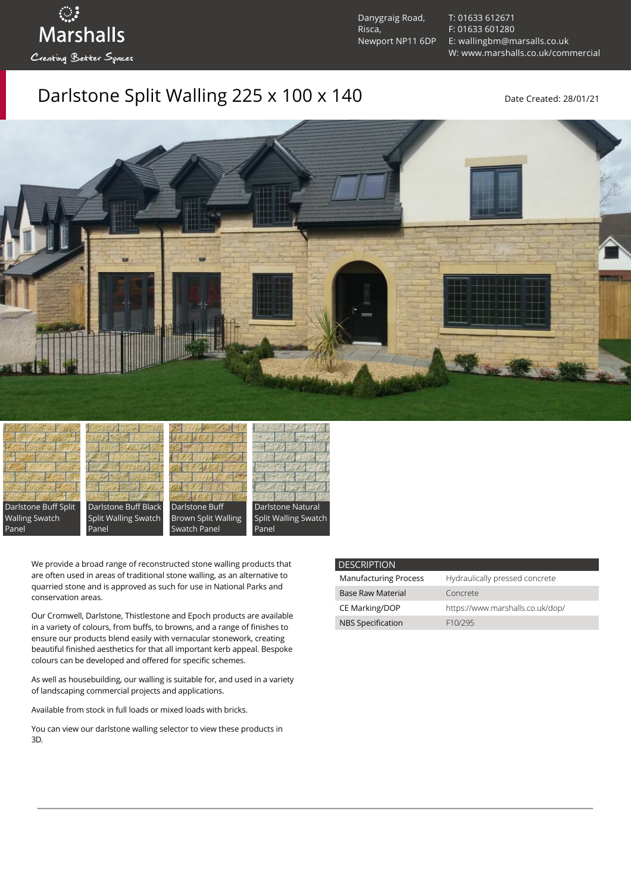Marshalls

Creating Better Spaces

Danygraig Road,
Risca,
Newport NP11 6DP

T: 01633 612671
F: 01633 601280
E: wallingbm@marsalls.co.uk
W: www.marshalls.co.uk/commercial

# Darlstone Split Walling 225 x 100 x 140

Date Created: 28/01/21

Darlstone Buff Split Walling Swatch Panel

Darlstone Buff Black Split Walling Swatch Panel

Darlstone Buff Brown Split Walling Swatch Panel

Darlstone Natural Split Walling Swatch Panel

We provide a broad range of reconstructed stone walling products that are often used in areas of traditional stone walling, as an alternative to quarried stone and is approved as such for use in National Parks and conservation areas.

Our Cromwell, Darlstone, Thistlestone and Epoch products are available in a variety of colours, from buffs, to browns, and a range of finishes to ensure our products blend easily with vernacular stonework, creating beautiful finished aesthetics for that all important kerb appeal. Bespoke colours can be developed and offered for specific schemes.

As well as housebuilding, our walling is suitable for, and used in a variety of landscaping commercial projects and applications.

Available from stock in full loads or mixed loads with bricks.

You can view our darlstone walling selector to view these products in 3D.

| DESCRIPTION | |
|---|---|
| Manufacturing Process | Hydraulically pressed concrete |
| Base Raw Material | Concrete |
| CE Marking/DOP | https://www.marshalls.co.uk/dop/ |
| NBS Specification | F10/295 |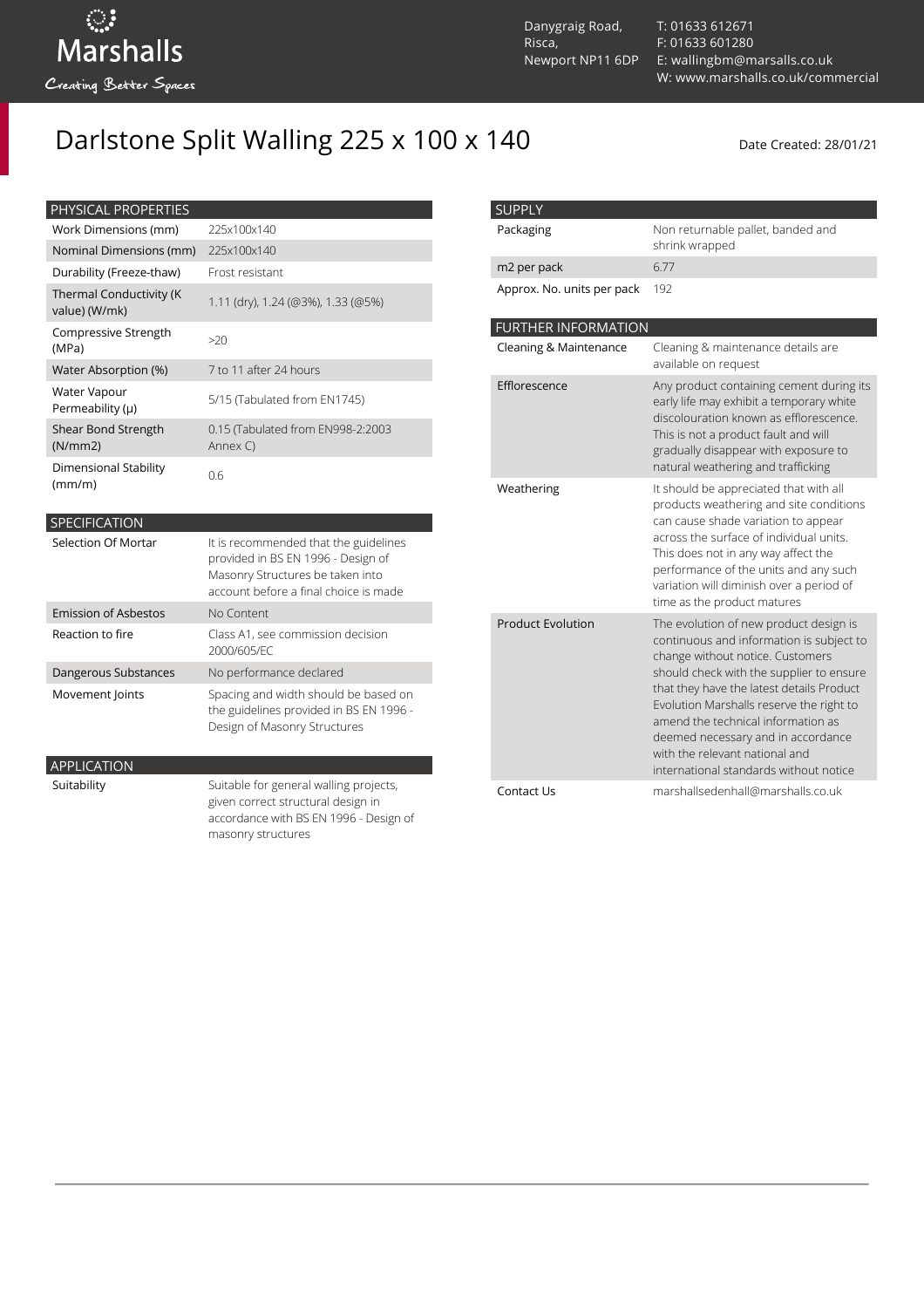Marshalls

Creating Better Spaces

Danygraig Road,
Risca,
Newport NP11 6DP

T: 01633 612671
F: 01633 601280
E: wallingbm@marsalls.co.uk
W: www.marshalls.co.uk/commercial

# Darlstone Split Walling 225 x 100 x 140

Date Created: 28/01/21

| PHYSICAL PROPERTIES | |
|---|---|
| Work Dimensions (mm) | 225x100x140 |
| Nominal Dimensions (mm) | 225x100x140 |
| Durability (Freeze-thaw) | Frost resistant |
| Thermal Conductivity (K value) (W/mk) | 1.11 (dry), 1.24 (@3%), 1.33 (@5%) |
| Compressive Strength (MPa) | >20 |
| Water Absorption (%) | 7 to 11 after 24 hours |
| Water Vapour Permeability (µ) | 5/15 (Tabulated from EN1745) |
| Shear Bond Strength (N/mm2) | 0.15 (Tabulated from EN998-2:2003 Annex C) |
| Dimensional Stability (mm/m) | 0.6 |

| SPECIFICATION | |
|---|---|
| Selection Of Mortar | It is recommended that the guidelines provided in BS EN 1996 - Design of Masonry Structures be taken into account before a final choice is made |
| Emission of Asbestos | No Content |
| Reaction to fire | Class A1, see commission decision 2000/605/EC |
| Dangerous Substances | No performance declared |
| Movement Joints | Spacing and width should be based on the guidelines provided in BS EN 1996 - Design of Masonry Structures |

| APPLICATION | |
|---|---|
| Suitability | Suitable for general walling projects, given correct structural design in accordance with BS EN 1996 - Design of masonry structures |

| SUPPLY | |
|---|---|
| Packaging | Non returnable pallet, banded and shrink wrapped |
| m2 per pack | 6.77 |
| Approx. No. units per pack | 192 |

| FURTHER INFORMATION | |
|---|---|
| Cleaning & Maintenance | Cleaning & maintenance details are available on request |
| Efflorescence | Any product containing cement during its early life may exhibit a temporary white discolouration known as efflorescence. This is not a product fault and will gradually disappear with exposure to natural weathering and trafficking |
| Weathering | It should be appreciated that with all products weathering and site conditions can cause shade variation to appear across the surface of individual units. This does not in any way affect the performance of the units and any such variation will diminish over a period of time as the product matures |
| Product Evolution | The evolution of new product design is continuous and information is subject to change without notice. Customers should check with the supplier to ensure that they have the latest details Product Evolution Marshalls reserve the right to amend the technical information as deemed necessary and in accordance with the relevant national and international standards without notice |
| Contact Us | marshallsedenhall@marshalls.co.uk |